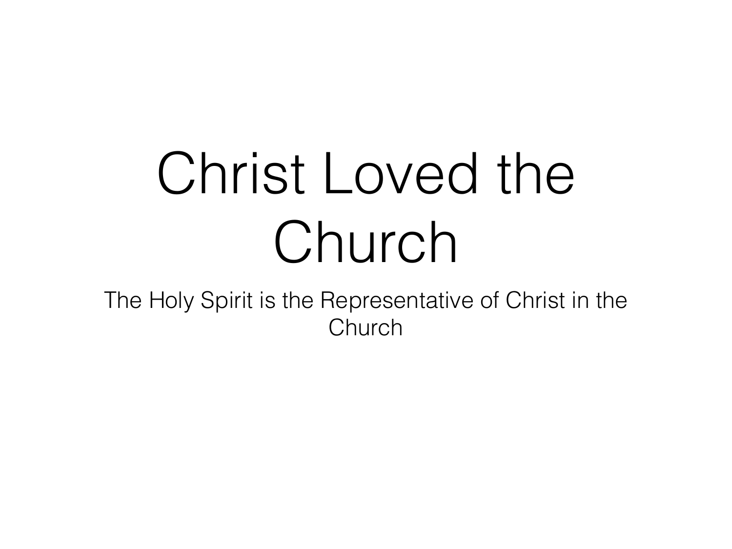# Christ Loved the Church

The Holy Spirit is the Representative of Christ in the Church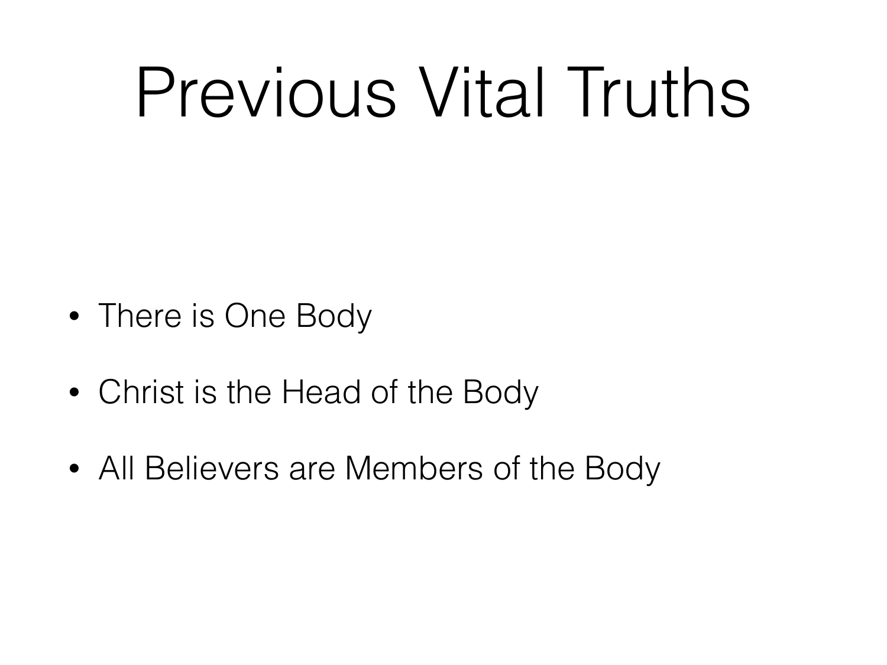# Previous Vital Truths

- There is One Body
- Christ is the Head of the Body
- All Believers are Members of the Body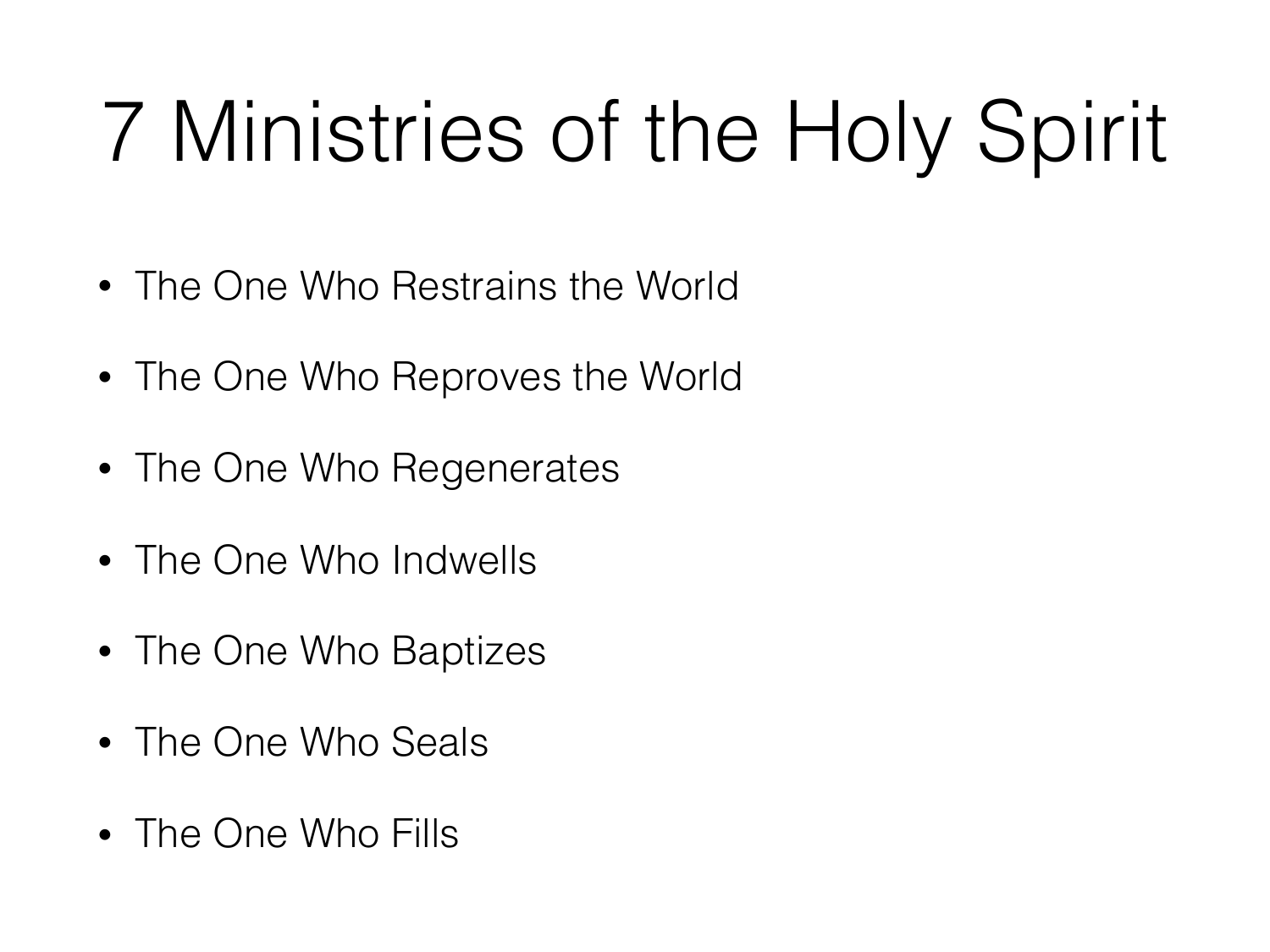# 7 Ministries of the Holy Spirit

- The One Who Restrains the World
- The One Who Reproves the World
- The One Who Regenerates
- The One Who Indwells
- The One Who Baptizes
- The One Who Seals
- The One Who Fills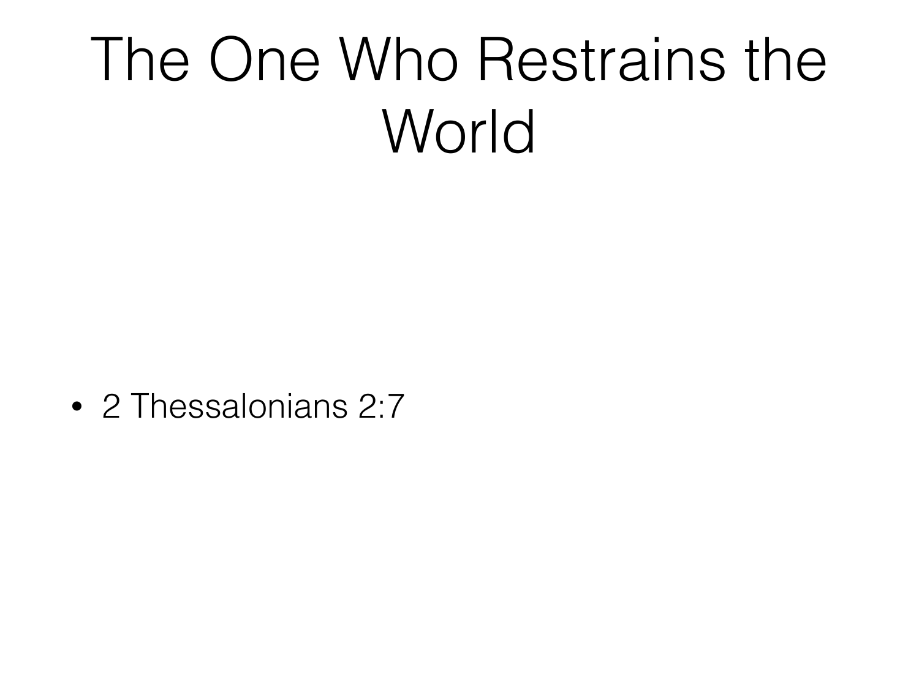# The One Who Restrains the World

- 2 Thessalonians 2:7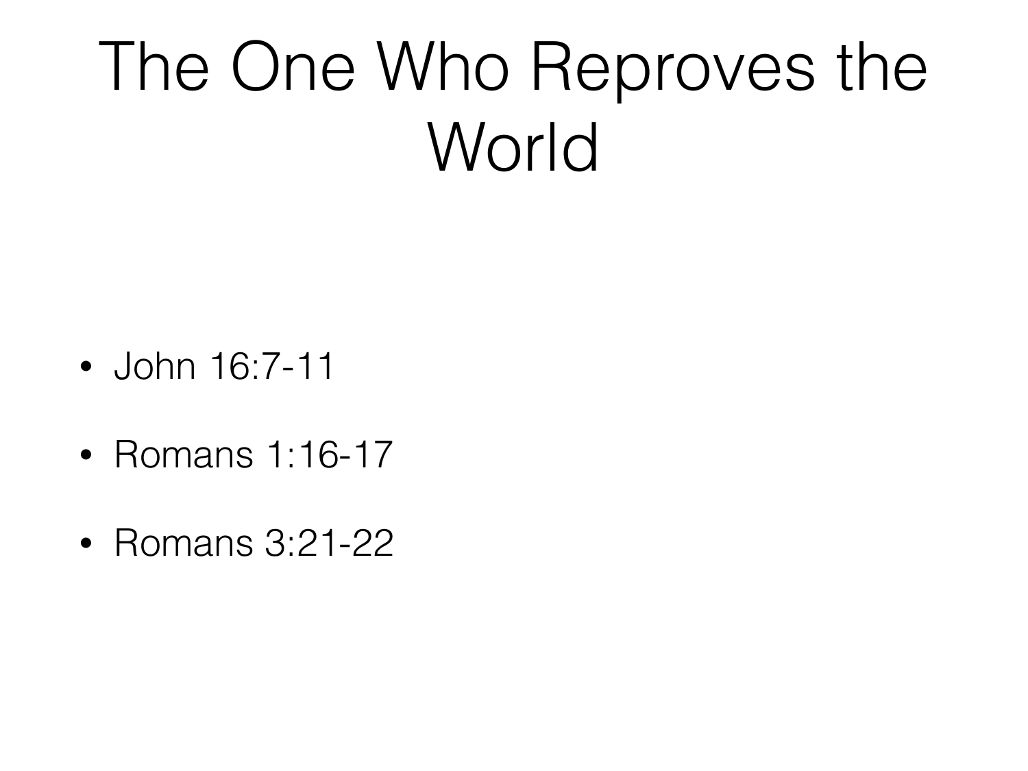# The One Who Reproves the World

- John 16:7-11
- Romans 1:16-17
- Romans 3:21-22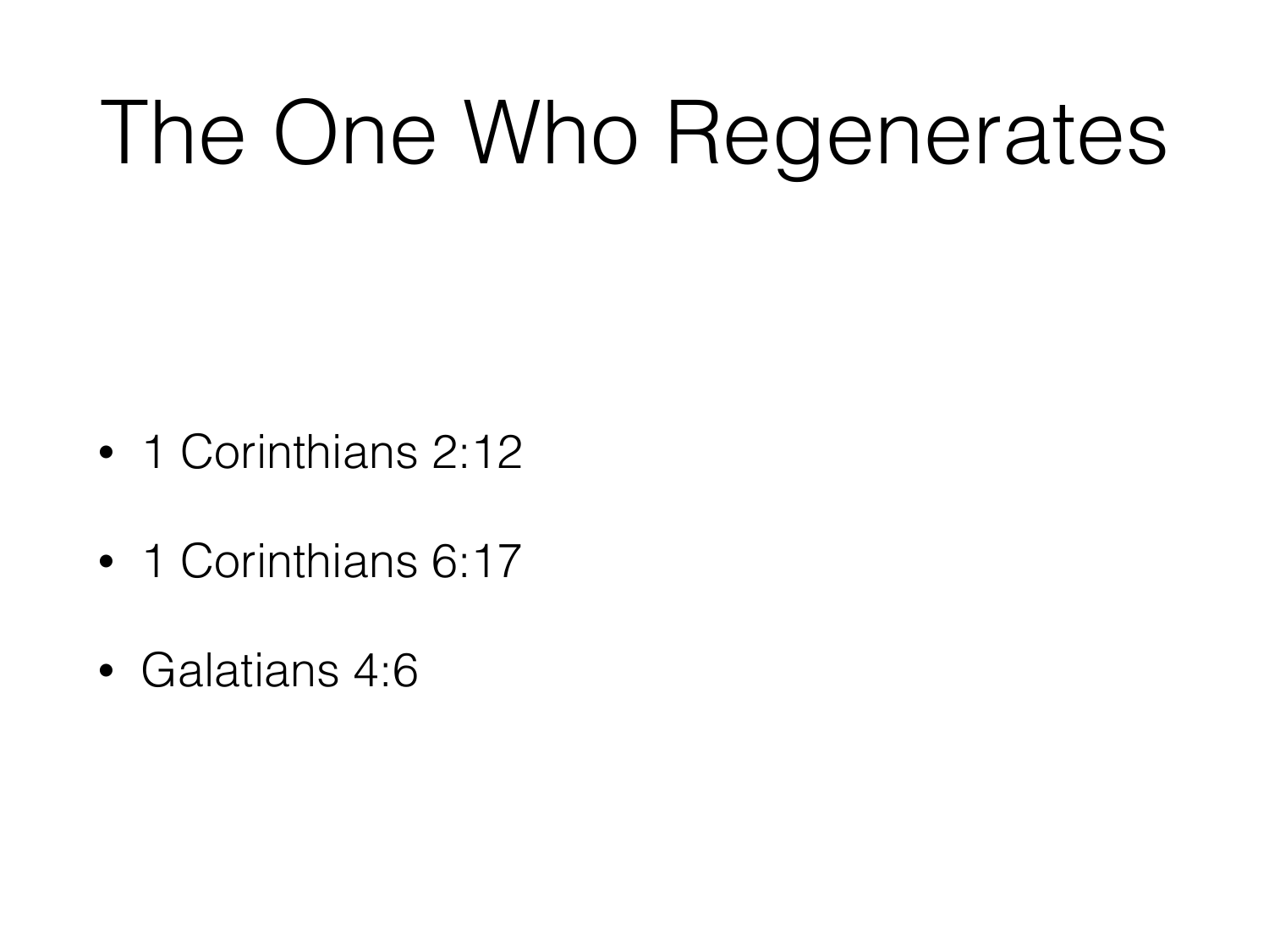# The One Who Regenerates

- 1 Corinthians 2:12
- 1 Corinthians 6:17
- Galatians 4:6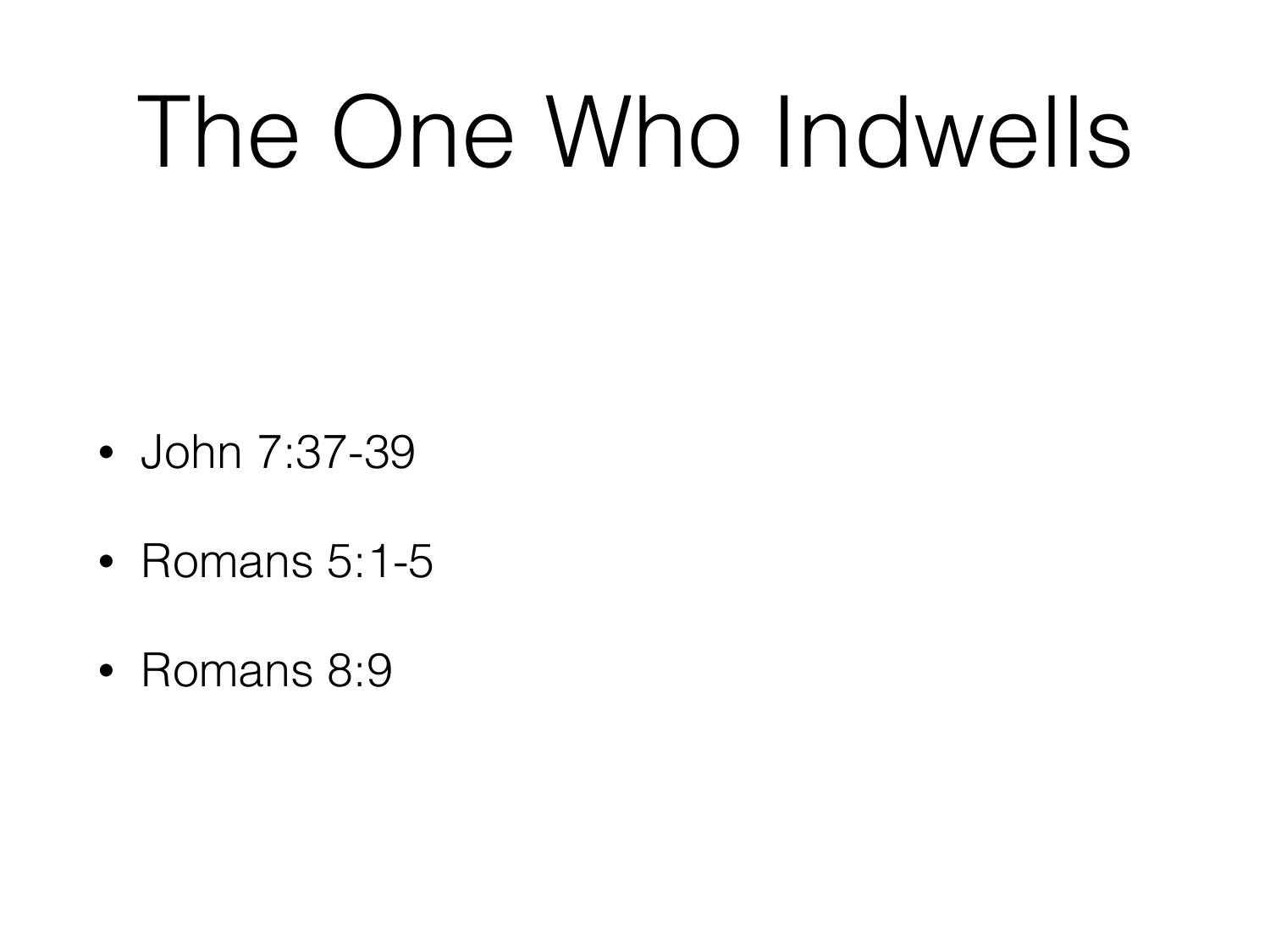# The One Who Indwells

- John 7:37-39
- Romans 5:1-5
- Romans 8:9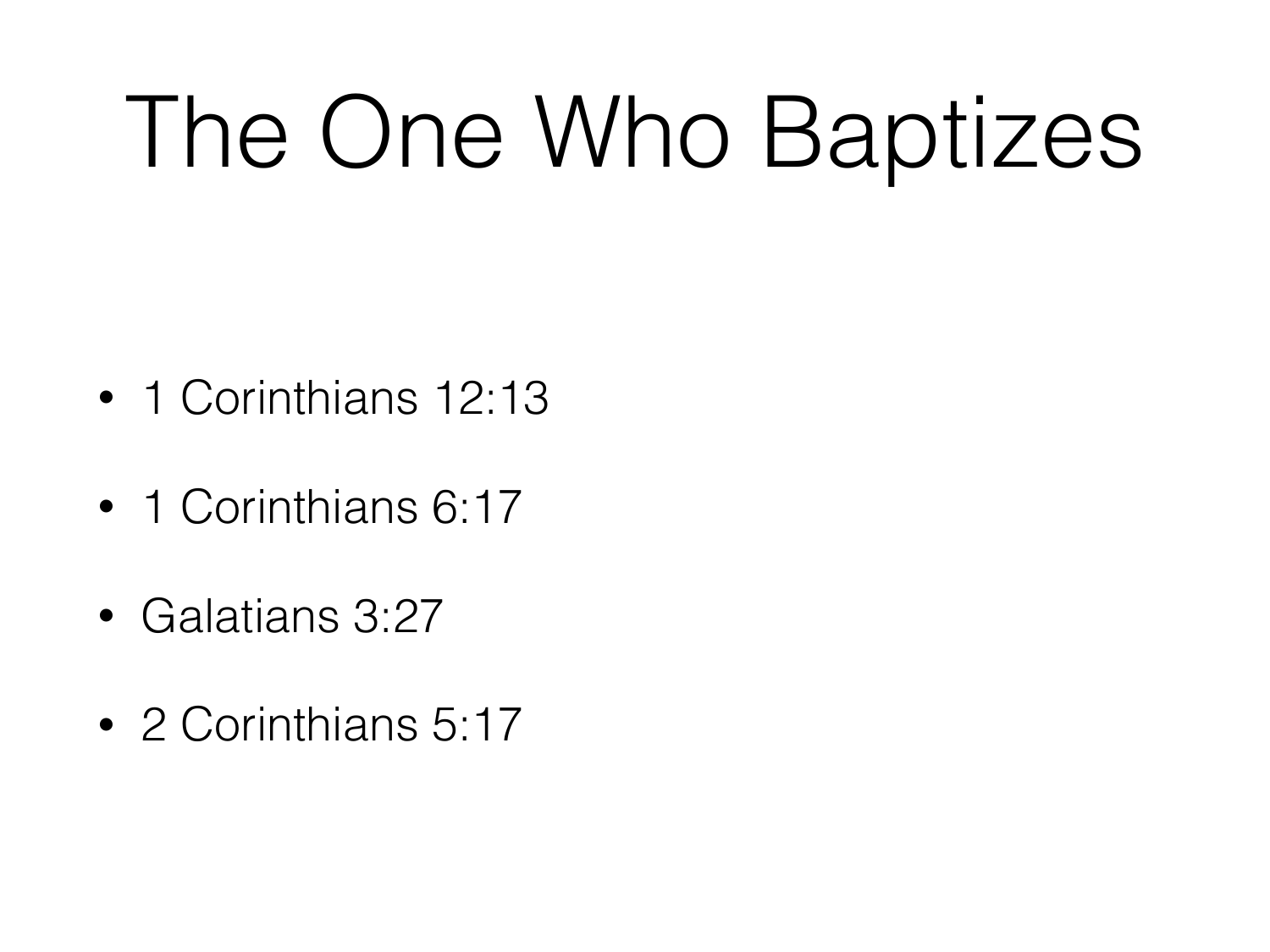# The One Who Baptizes

- 1 Corinthians 12:13
- 1 Corinthians 6:17
- Galatians 3:27
- 2 Corinthians 5:17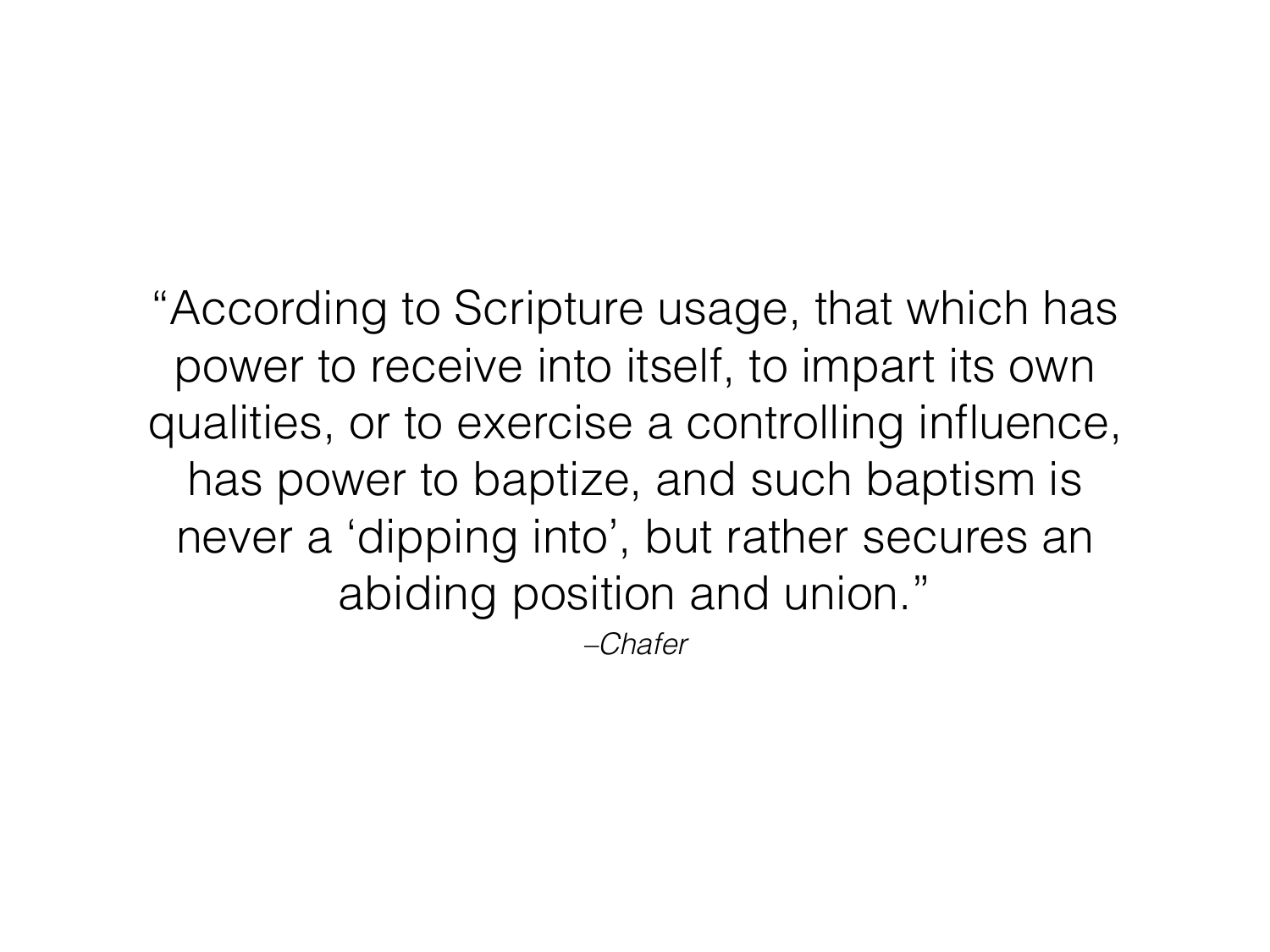"According to Scripture usage, that which has power to receive into itself, to impart its own qualities, or to exercise a controlling influence, has power to baptize, and such baptism is never a 'dipping into', but rather secures an abiding position and union."

–*Chafer*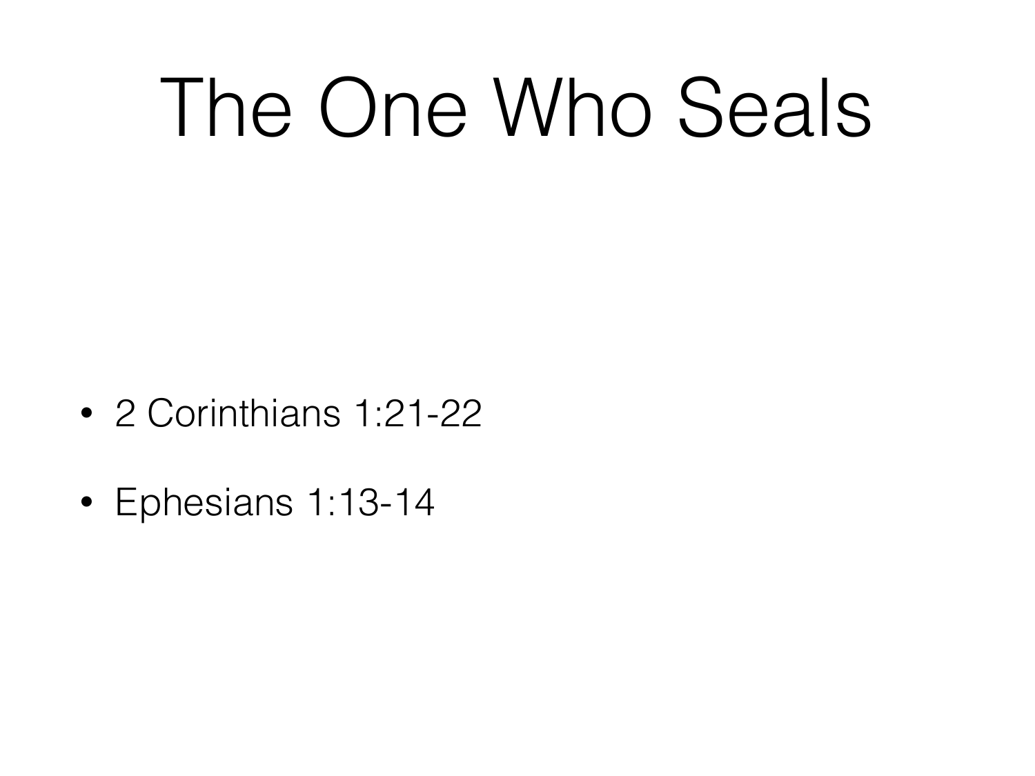# The One Who Seals

- 2 Corinthians 1:21-22
- Ephesians 1:13-14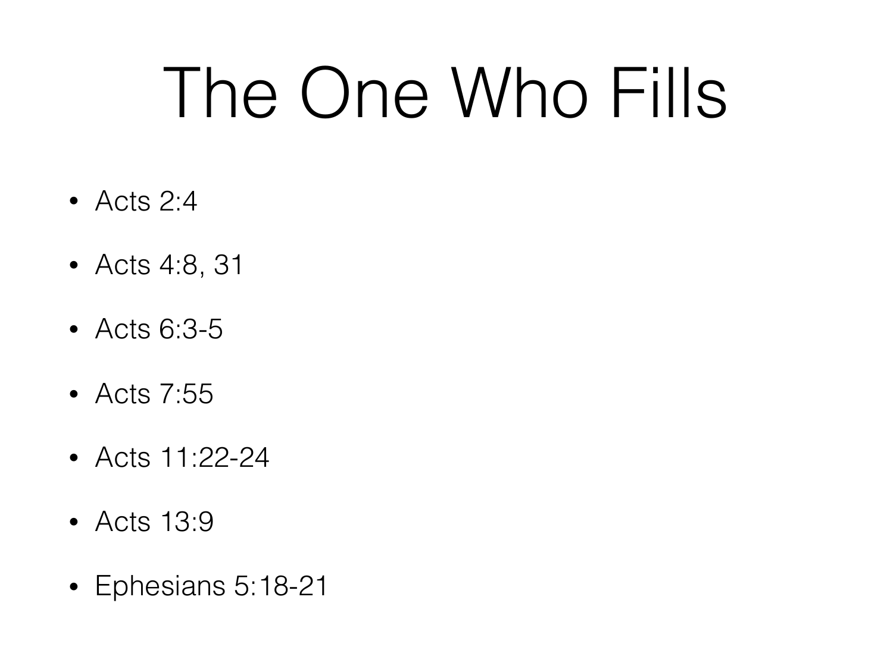# The One Who Fills

- Acts 2:4
- Acts 4:8, 31
- Acts 6:3-5
- Acts 7:55
- Acts 11:22-24
- Acts 13:9
- Ephesians 5:18-21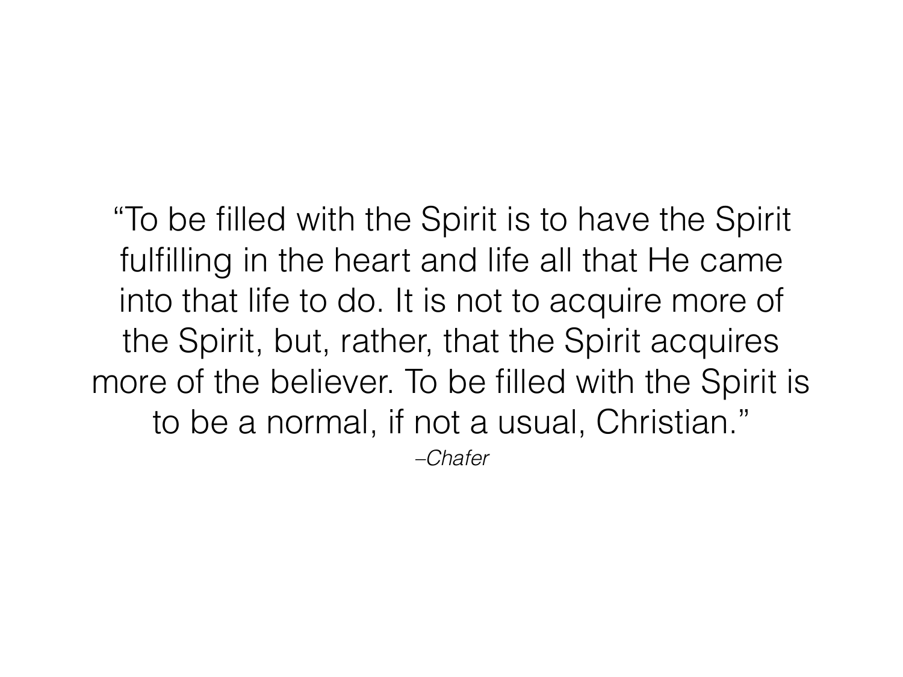"To be filled with the Spirit is to have the Spirit fulfilling in the heart and life all that He came into that life to do. It is not to acquire more of the Spirit, but, rather, that the Spirit acquires more of the believer. To be filled with the Spirit is to be a normal, if not a usual, Christian."

–*Chafer*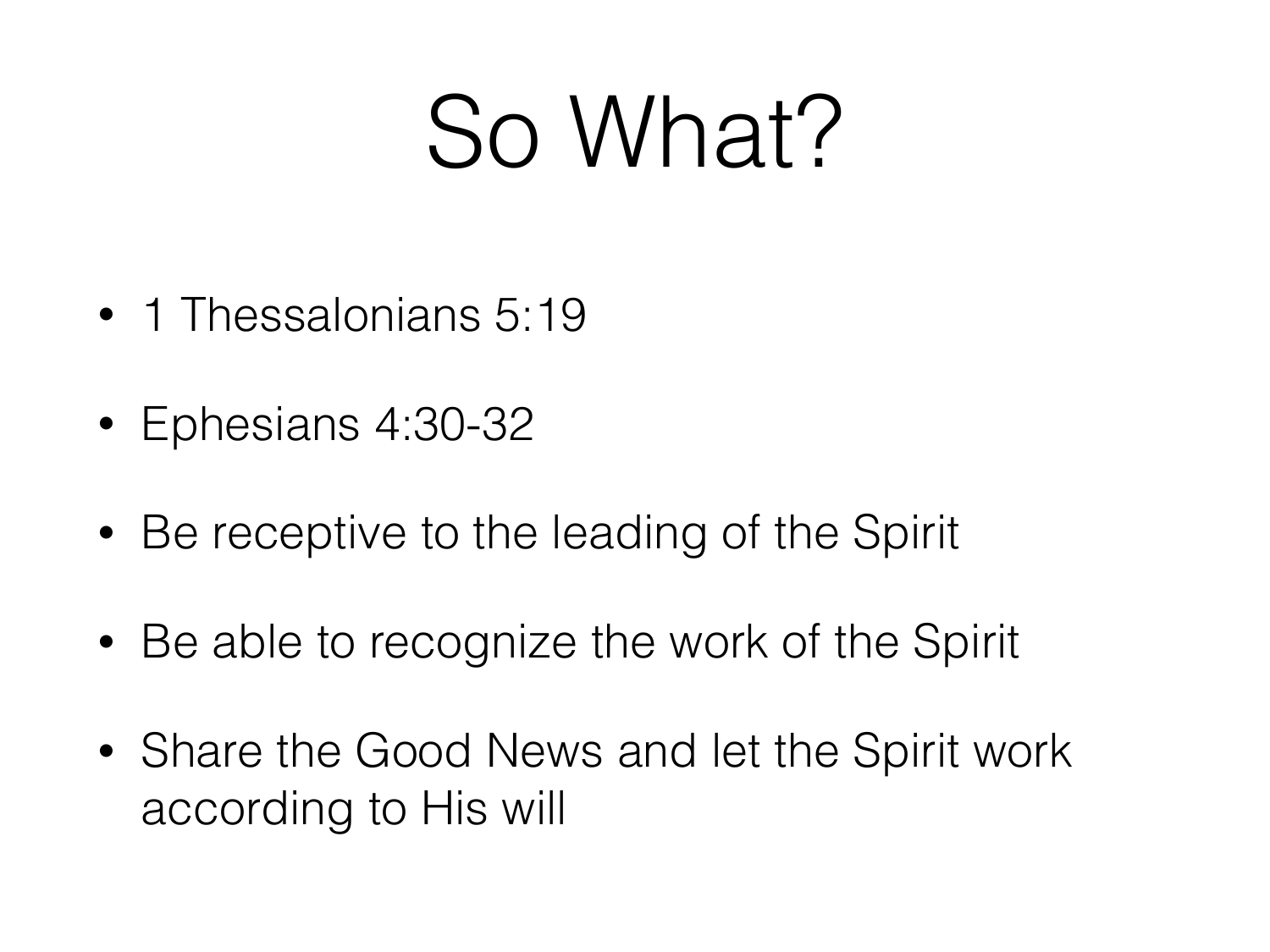# So What?

- 1 Thessalonians 5:19
- Ephesians 4:30-32
- Be receptive to the leading of the Spirit
- Be able to recognize the work of the Spirit
- Share the Good News and let the Spirit work according to His will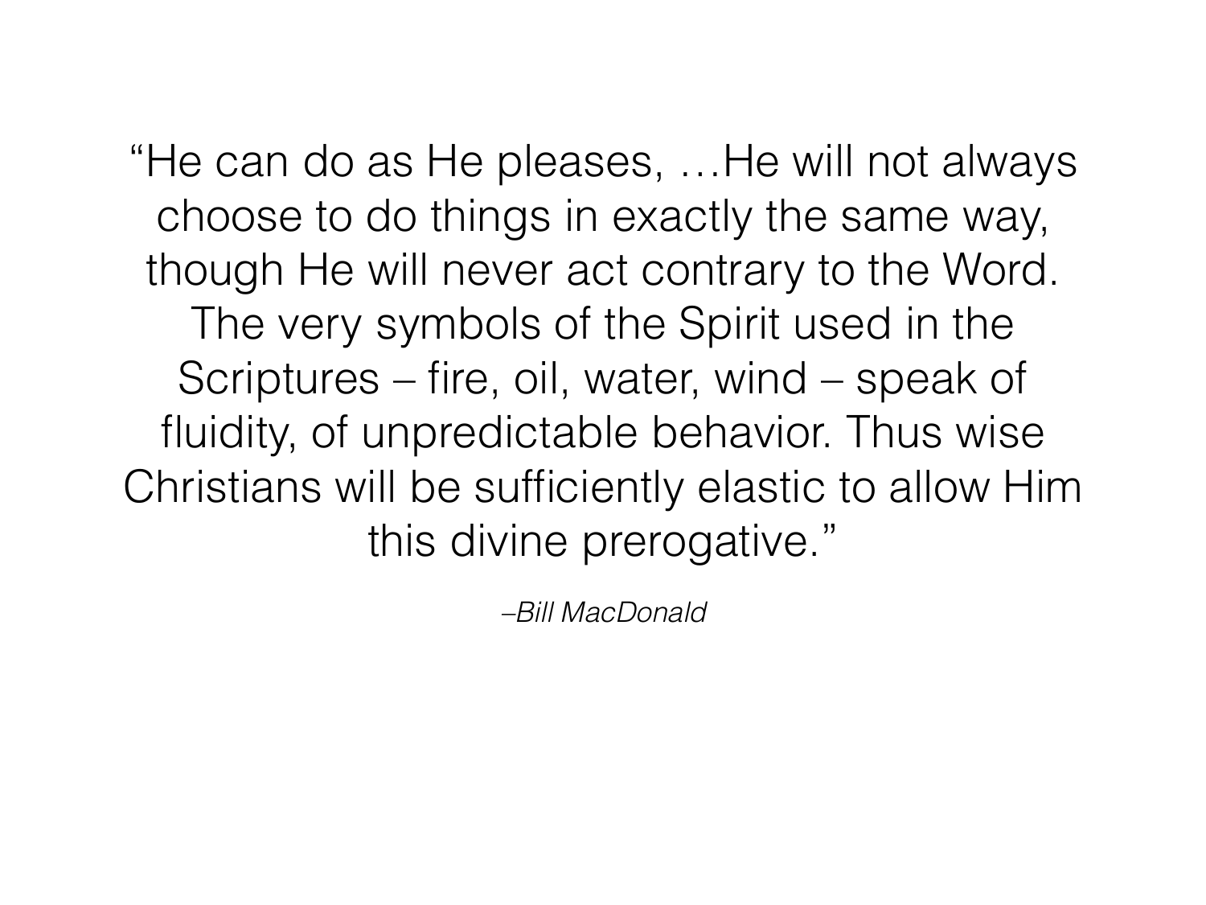"He can do as He pleases, …He will not always choose to do things in exactly the same way, though He will never act contrary to the Word. The very symbols of the Spirit used in the Scriptures – fire, oil, water, wind – speak of fluidity, of unpredictable behavior. Thus wise Christians will be sufficiently elastic to allow Him this divine prerogative."

*–Bill MacDonald*